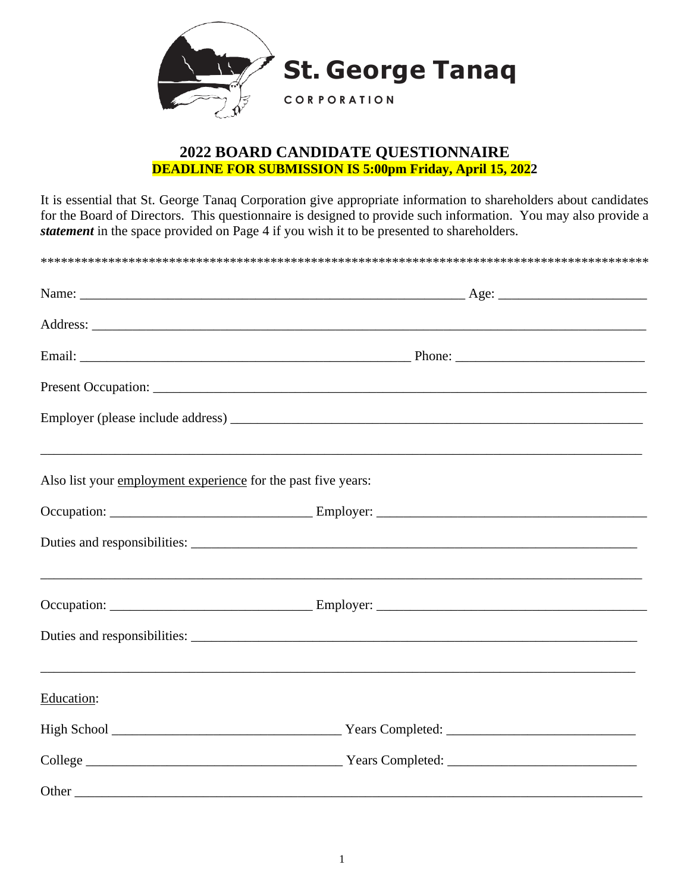St. George Tanaq

CORPORATION

## 2022 BOARD CANDIDATE QUESTIONNAIRE

**DEADLINE FOR SUBMISSION IS 5:00pm Friday, April 15, 2022**

It is essential that St. George Tanaq Corporation give appropriate information to shareholders about candidates for the Board of Directors. This questionnaire is designed to provide such information. You may also provide a ***statement*** in the space provided on Page 4 if you wish it to be presented to shareholders.

******************************************************************************************

Name: ____________________________________________________________ Age: _______________________

Address: ___________________________________________________________________________________

Email: ___________________________________________________ Phone: ____________________________

Present Occupation: __________________________________________________________________________

Employer (please include address) ______________________________________________________________

___________________________________________________________________________________________

Also list your employment experience for the past five years:

Occupation: _______________________________ Employer: _________________________________________

Duties and responsibilities: ____________________________________________________________________

___________________________________________________________________________________________

Occupation: _______________________________ Employer: _________________________________________

Duties and responsibilities: ____________________________________________________________________

___________________________________________________________________________________________

Education:

High School ___________________________________ Years Completed: ____________________________

College ________________________________________ Years Completed: ____________________________

Other ______________________________________________________________________________________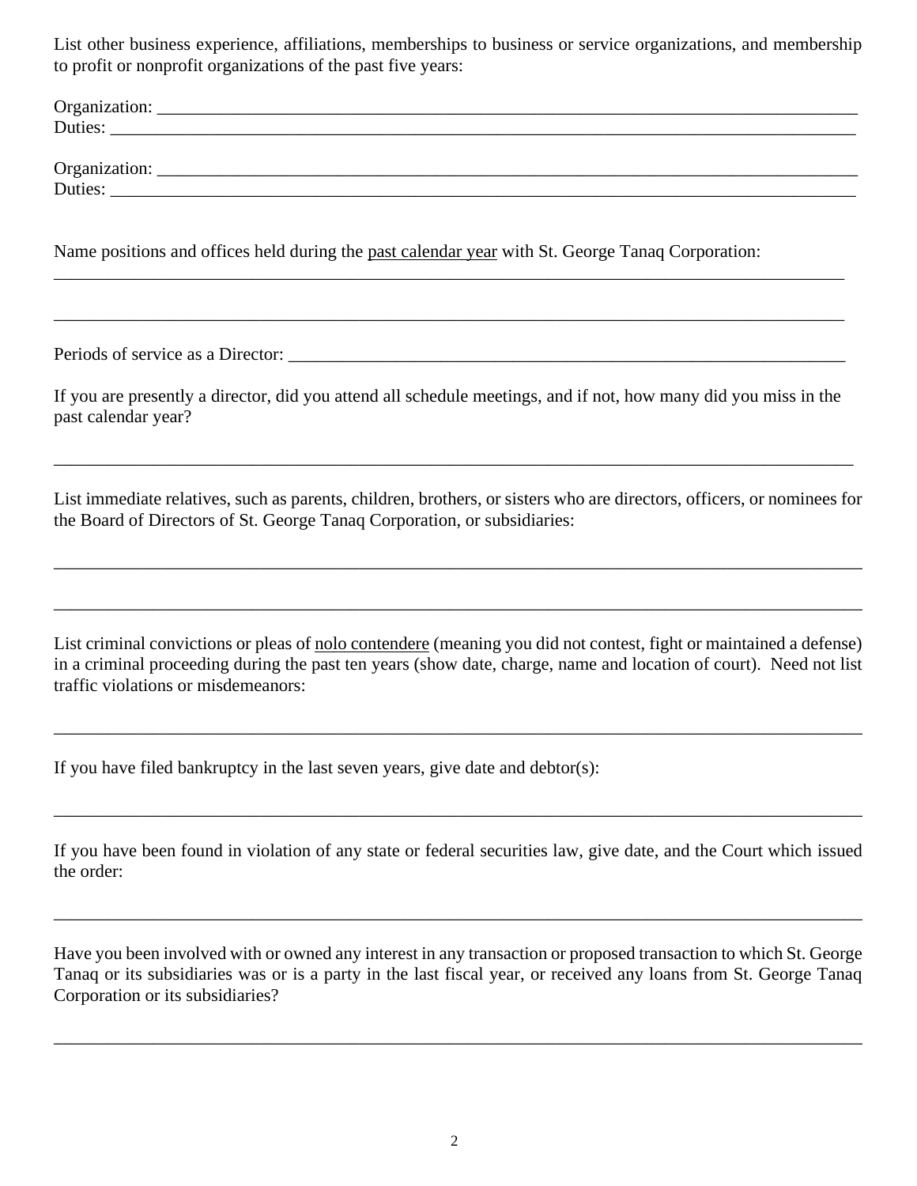List other business experience, affiliations, memberships to business or service organizations, and membership to profit or nonprofit organizations of the past five years:

Organization: ___________________________________________________________________________
Duties: ________________________________________________________________________________

Organization: ___________________________________________________________________________
Duties: ________________________________________________________________________________

Name positions and offices held during the past calendar year with St. George Tanaq Corporation:

_______________________________________________________________________________________

_______________________________________________________________________________________

Periods of service as a Director: ____________________________________________________________

If you are presently a director, did you attend all schedule meetings, and if not, how many did you miss in the past calendar year?

_______________________________________________________________________________________

List immediate relatives, such as parents, children, brothers, or sisters who are directors, officers, or nominees for the Board of Directors of St. George Tanaq Corporation, or subsidiaries:

_______________________________________________________________________________________

_______________________________________________________________________________________

List criminal convictions or pleas of nolo contendere (meaning you did not contest, fight or maintained a defense) in a criminal proceeding during the past ten years (show date, charge, name and location of court). Need not list traffic violations or misdemeanors:

_______________________________________________________________________________________

If you have filed bankruptcy in the last seven years, give date and debtor(s):

_______________________________________________________________________________________

If you have been found in violation of any state or federal securities law, give date, and the Court which issued the order:

_______________________________________________________________________________________

Have you been involved with or owned any interest in any transaction or proposed transaction to which St. George Tanaq or its subsidiaries was or is a party in the last fiscal year, or received any loans from St. George Tanaq Corporation or its subsidiaries?

_______________________________________________________________________________________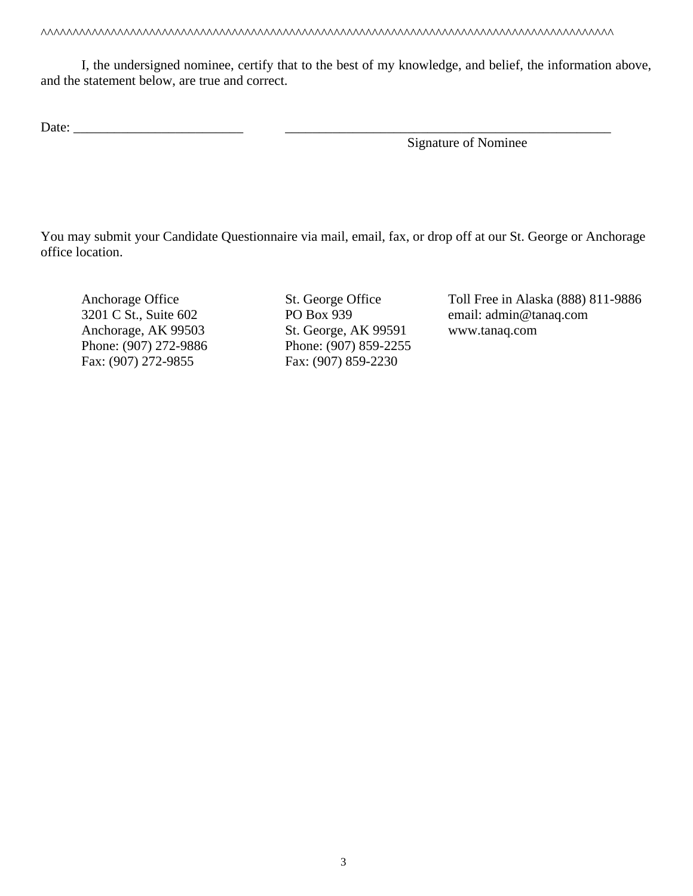^^^^^^^^^^^^^^^^^^^^^^^^^^^^^^^^^^^^^^^^^^^^^^^^^^^^^^^^^^^^^^^^^^^^^^^^^^^^^^^^^^^^^^^^^^^^^^^^^^^^

I, the undersigned nominee, certify that to the best of my knowledge, and belief, the information above, and the statement below, are true and correct.

Date: __________________________ ____________________________________________________

Signature of Nominee

You may submit your Candidate Questionnaire via mail, email, fax, or drop off at our St. George or Anchorage office location.

Anchorage Office
3201 C St., Suite 602
Anchorage, AK 99503
Phone: (907) 272-9886
Fax: (907) 272-9855

St. George Office
PO Box 939
St. George, AK 99591
Phone: (907) 859-2255
Fax: (907) 859-2230

Toll Free in Alaska (888) 811-9886
email: admin@tanaq.com
www.tanaq.com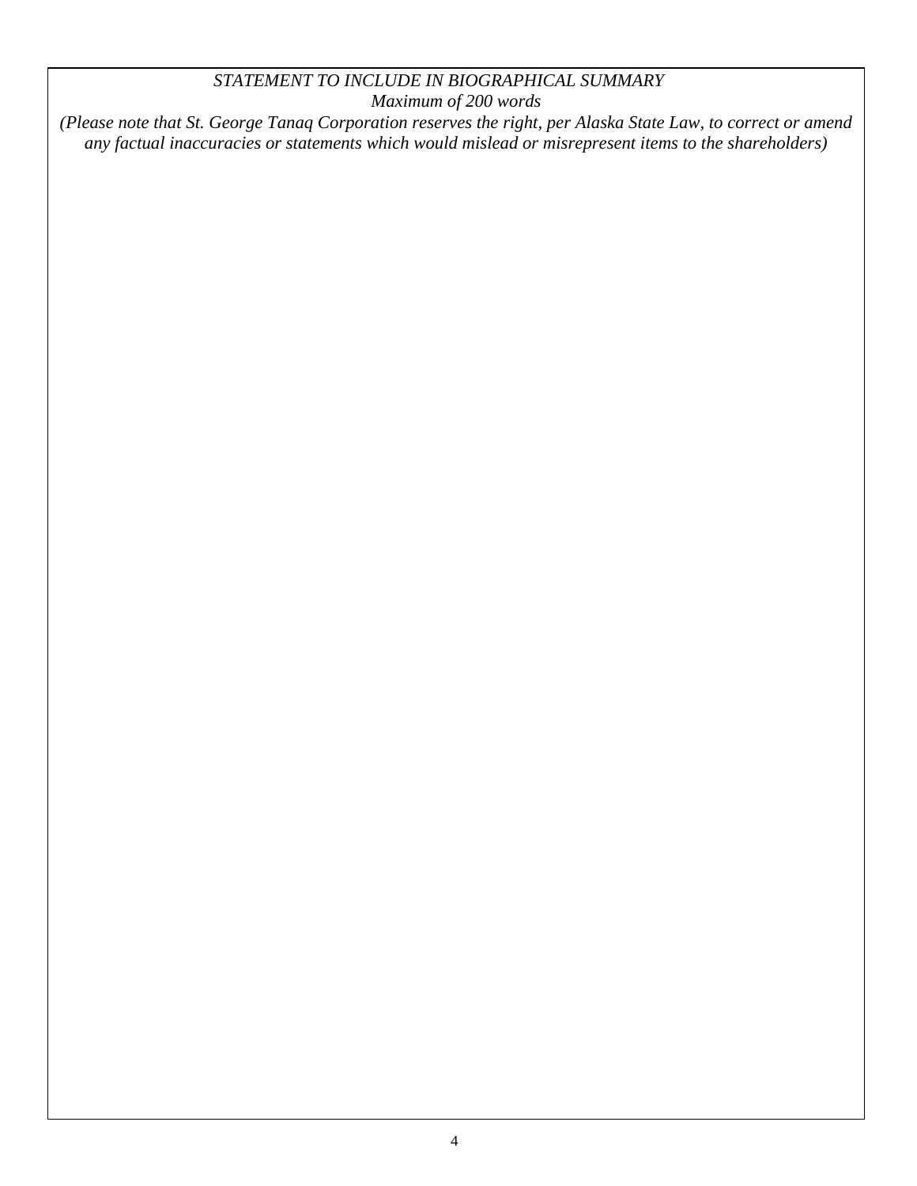*STATEMENT TO INCLUDE IN BIOGRAPHICAL SUMMARY*

*Maximum of 200 words*

*(Please note that St. George Tanaq Corporation reserves the right, per Alaska State Law, to correct or amend any factual inaccuracies or statements which would mislead or misrepresent items to the shareholders)*